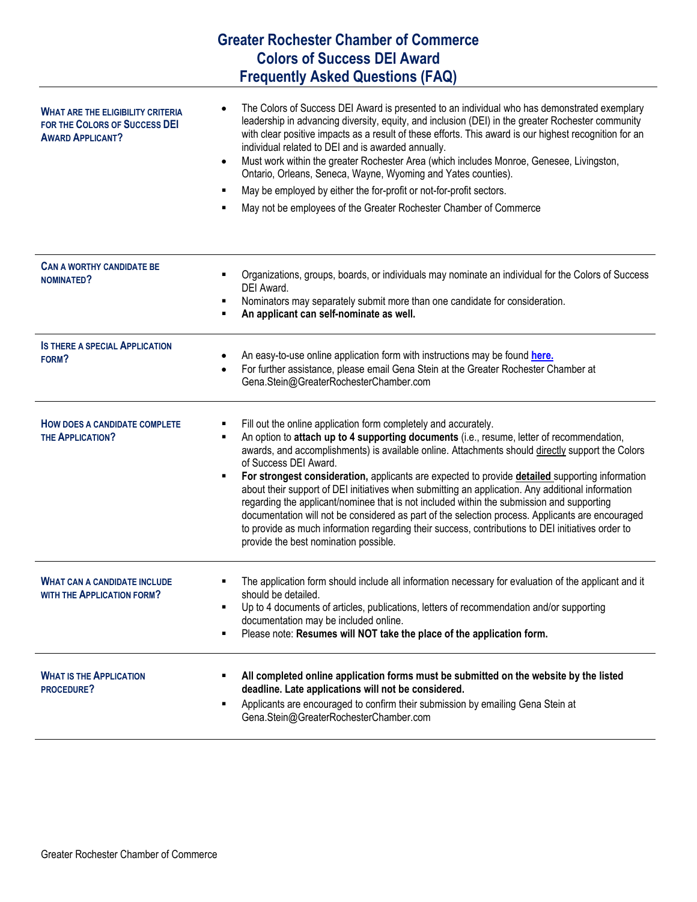# Greater Rochester Chamber of Commerce
# Colors of Success DEI Award
# Frequently Asked Questions (FAQ)

| | |
|---|---|
| **WHAT ARE THE ELIGIBILITY CRITERIA FOR THE COLORS OF SUCCESS DEI AWARD APPLICANT?** | • The Colors of Success DEI Award is presented to an individual who has demonstrated exemplary leadership in advancing diversity, equity, and inclusion (DEI) in the greater Rochester community with clear positive impacts as a result of these efforts. This award is our highest recognition for an individual related to DEI and is awarded annually.<br>• Must work within the greater Rochester Area (which includes Monroe, Genesee, Livingston, Ontario, Orleans, Seneca, Wayne, Wyoming and Yates counties).<br>▪ May be employed by either the for-profit or not-for-profit sectors.<br>▪ May not be employees of the Greater Rochester Chamber of Commerce |
| **CAN A WORTHY CANDIDATE BE NOMINATED?** | ▪ Organizations, groups, boards, or individuals may nominate an individual for the Colors of Success DEI Award.<br>▪ Nominators may separately submit more than one candidate for consideration.<br>▪ **An applicant can self-nominate as well.** |
| **IS THERE A SPECIAL APPLICATION FORM?** | • An easy-to-use online application form with instructions may be found **here.**<br>• For further assistance, please email Gena Stein at the Greater Rochester Chamber at Gena.Stein@GreaterRochesterChamber.com |
| **HOW DOES A CANDIDATE COMPLETE THE APPLICATION?** | ▪ Fill out the online application form completely and accurately.<br>▪ An option to **attach up to 4 supporting documents** (i.e., resume, letter of recommendation, awards, and accomplishments) is available online. Attachments should directly support the Colors of Success DEI Award.<br>▪ **For strongest consideration,** applicants are expected to provide **detailed** supporting information about their support of DEI initiatives when submitting an application. Any additional information regarding the applicant/nominee that is not included within the submission and supporting documentation will not be considered as part of the selection process. Applicants are encouraged to provide as much information regarding their success, contributions to DEI initiatives order to provide the best nomination possible. |
| **WHAT CAN A CANDIDATE INCLUDE WITH THE APPLICATION FORM?** | ▪ The application form should include all information necessary for evaluation of the applicant and it should be detailed.<br>▪ Up to 4 documents of articles, publications, letters of recommendation and/or supporting documentation may be included online.<br>▪ Please note: **Resumes will NOT take the place of the application form.** |
| **WHAT IS THE APPLICATION PROCEDURE?** | ▪ **All completed online application forms must be submitted on the website by the listed deadline. Late applications will not be considered.**<br>▪ Applicants are encouraged to confirm their submission by emailing Gena Stein at Gena.Stein@GreaterRochesterChamber.com |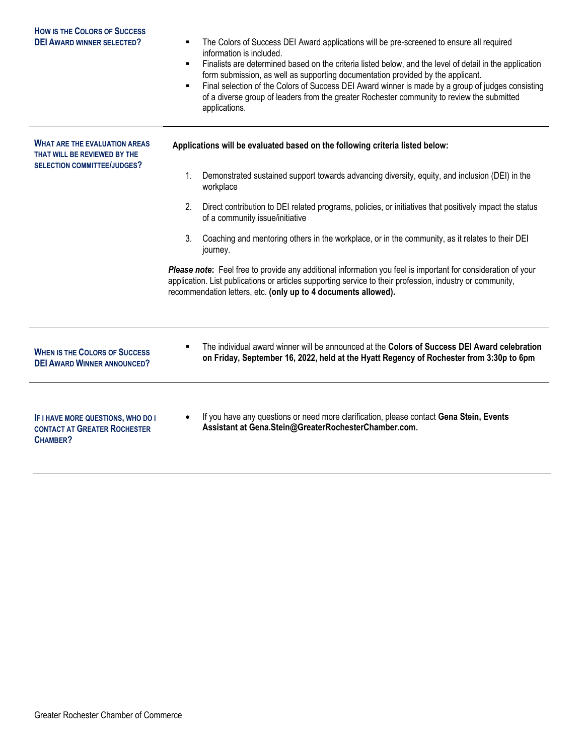### How is the Colors of Success DEI Award winner selected?

- The Colors of Success DEI Award applications will be pre-screened to ensure all required information is included.
- Finalists are determined based on the criteria listed below, and the level of detail in the application form submission, as well as supporting documentation provided by the applicant.
- Final selection of the Colors of Success DEI Award winner is made by a group of judges consisting of a diverse group of leaders from the greater Rochester community to review the submitted applications.

### What are the evaluation areas that will be reviewed by the selection committee/judges?

**Applications will be evaluated based on the following criteria listed below:**

1. Demonstrated sustained support towards advancing diversity, equity, and inclusion (DEI) in the workplace
2. Direct contribution to DEI related programs, policies, or initiatives that positively impact the status of a community issue/initiative
3. Coaching and mentoring others in the workplace, or in the community, as it relates to their DEI journey.

***Please note*:** Feel free to provide any additional information you feel is important for consideration of your application. List publications or articles supporting service to their profession, industry or community, recommendation letters, etc. **(only up to 4 documents allowed).**

### When is the Colors of Success DEI Award Winner announced?

- The individual award winner will be announced at the **Colors of Success DEI Award celebration on Friday, September 16, 2022, held at the Hyatt Regency of Rochester from 3:30p to 6pm**

### If I have more questions, who do I contact at Greater Rochester Chamber?

- If you have any questions or need more clarification, please contact **Gena Stein, Events Assistant at Gena.Stein@GreaterRochesterChamber.com.**